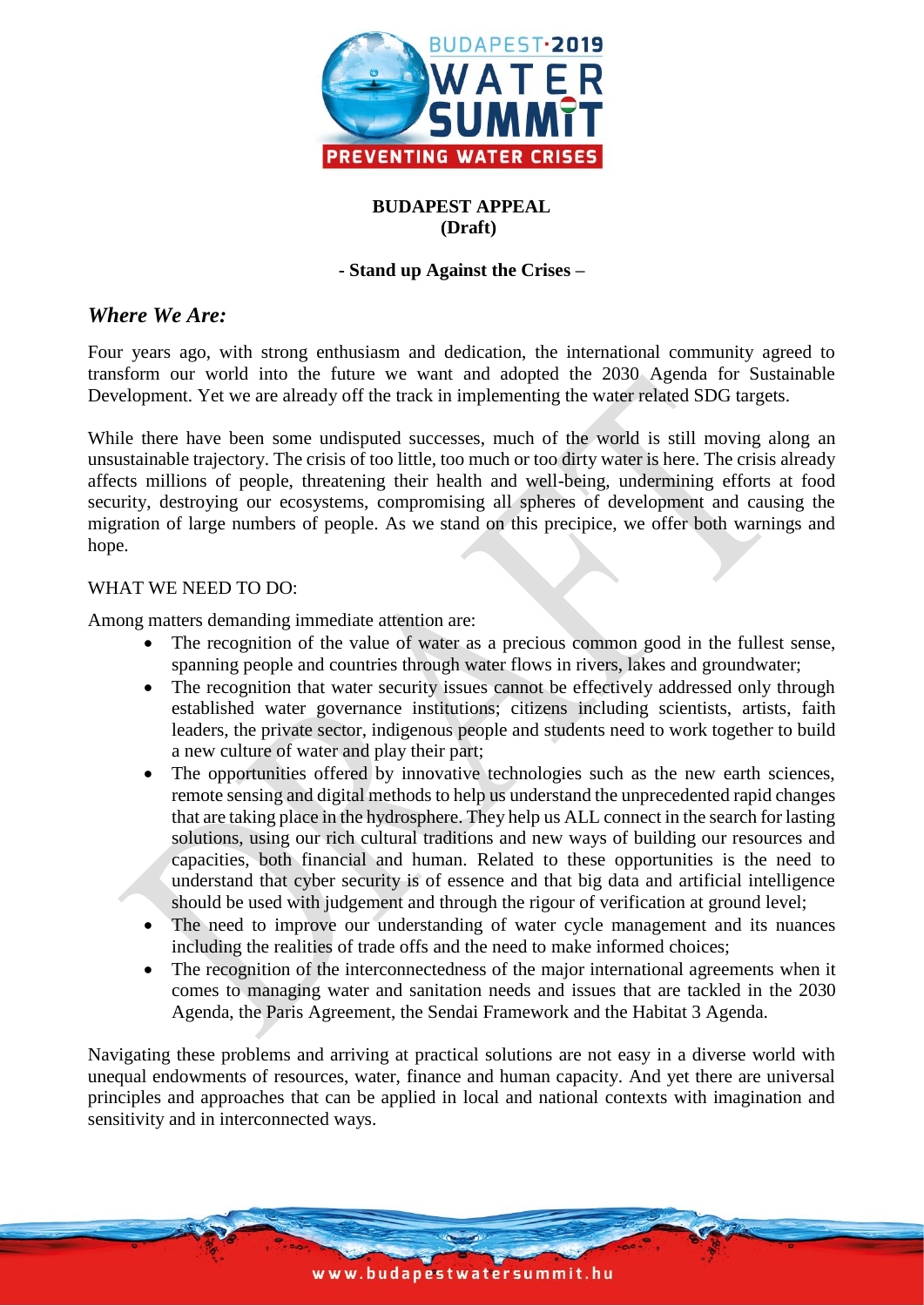# BUDAPEST APPEAL
**(Draft)**

**- Stand up Against the Crises –**

## *Where We Are:*

Four years ago, with strong enthusiasm and dedication, the international community agreed to transform our world into the future we want and adopted the 2030 Agenda for Sustainable Development. Yet we are already off the track in implementing the water related SDG targets.

While there have been some undisputed successes, much of the world is still moving along an unsustainable trajectory. The crisis of too little, too much or too dirty water is here. The crisis already affects millions of people, threatening their health and well-being, undermining efforts at food security, destroying our ecosystems, compromising all spheres of development and causing the migration of large numbers of people. As we stand on this precipice, we offer both warnings and hope.

WHAT WE NEED TO DO:

Among matters demanding immediate attention are:

- The recognition of the value of water as a precious common good in the fullest sense, spanning people and countries through water flows in rivers, lakes and groundwater;
- The recognition that water security issues cannot be effectively addressed only through established water governance institutions; citizens including scientists, artists, faith leaders, the private sector, indigenous people and students need to work together to build a new culture of water and play their part;
- The opportunities offered by innovative technologies such as the new earth sciences, remote sensing and digital methods to help us understand the unprecedented rapid changes that are taking place in the hydrosphere. They help us ALL connect in the search for lasting solutions, using our rich cultural traditions and new ways of building our resources and capacities, both financial and human. Related to these opportunities is the need to understand that cyber security is of essence and that big data and artificial intelligence should be used with judgement and through the rigour of verification at ground level;
- The need to improve our understanding of water cycle management and its nuances including the realities of trade offs and the need to make informed choices;
- The recognition of the interconnectedness of the major international agreements when it comes to managing water and sanitation needs and issues that are tackled in the 2030 Agenda, the Paris Agreement, the Sendai Framework and the Habitat 3 Agenda.

Navigating these problems and arriving at practical solutions are not easy in a diverse world with unequal endowments of resources, water, finance and human capacity. And yet there are universal principles and approaches that can be applied in local and national contexts with imagination and sensitivity and in interconnected ways.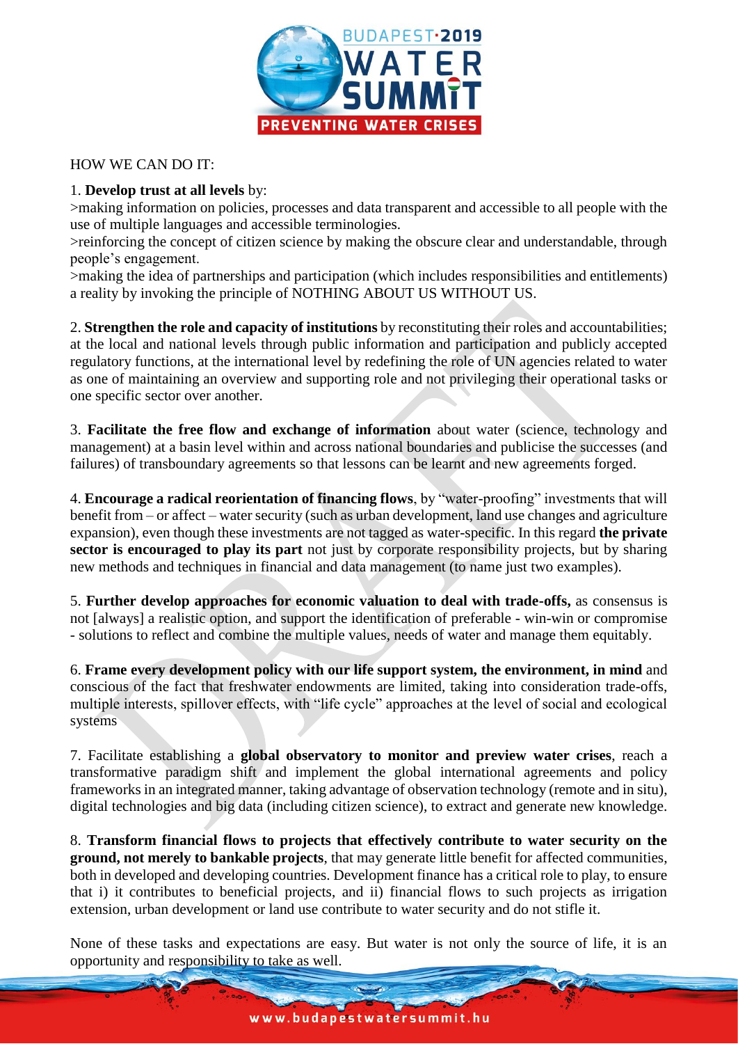HOW WE CAN DO IT:

1. **Develop trust at all levels** by:
>making information on policies, processes and data transparent and accessible to all people with the use of multiple languages and accessible terminologies.
>reinforcing the concept of citizen science by making the obscure clear and understandable, through people's engagement.
>making the idea of partnerships and participation (which includes responsibilities and entitlements) a reality by invoking the principle of NOTHING ABOUT US WITHOUT US.

2. **Strengthen the role and capacity of institutions** by reconstituting their roles and accountabilities; at the local and national levels through public information and participation and publicly accepted regulatory functions, at the international level by redefining the role of UN agencies related to water as one of maintaining an overview and supporting role and not privileging their operational tasks or one specific sector over another.

3. **Facilitate the free flow and exchange of information** about water (science, technology and management) at a basin level within and across national boundaries and publicise the successes (and failures) of transboundary agreements so that lessons can be learnt and new agreements forged.

4. **Encourage a radical reorientation of financing flows**, by "water-proofing" investments that will benefit from – or affect – water security (such as urban development, land use changes and agriculture expansion), even though these investments are not tagged as water-specific. In this regard **the private sector is encouraged to play its part** not just by corporate responsibility projects, but by sharing new methods and techniques in financial and data management (to name just two examples).

5. **Further develop approaches for economic valuation to deal with trade-offs,** as consensus is not [always] a realistic option, and support the identification of preferable - win-win or compromise - solutions to reflect and combine the multiple values, needs of water and manage them equitably.

6. **Frame every development policy with our life support system, the environment, in mind** and conscious of the fact that freshwater endowments are limited, taking into consideration trade-offs, multiple interests, spillover effects, with "life cycle" approaches at the level of social and ecological systems

7. Facilitate establishing a **global observatory to monitor and preview water crises**, reach a transformative paradigm shift and implement the global international agreements and policy frameworks in an integrated manner, taking advantage of observation technology (remote and in situ), digital technologies and big data (including citizen science), to extract and generate new knowledge.

8. **Transform financial flows to projects that effectively contribute to water security on the ground, not merely to bankable projects**, that may generate little benefit for affected communities, both in developed and developing countries. Development finance has a critical role to play, to ensure that i) it contributes to beneficial projects, and ii) financial flows to such projects as irrigation extension, urban development or land use contribute to water security and do not stifle it.

None of these tasks and expectations are easy. But water is not only the source of life, it is an opportunity and responsibility to take as well.